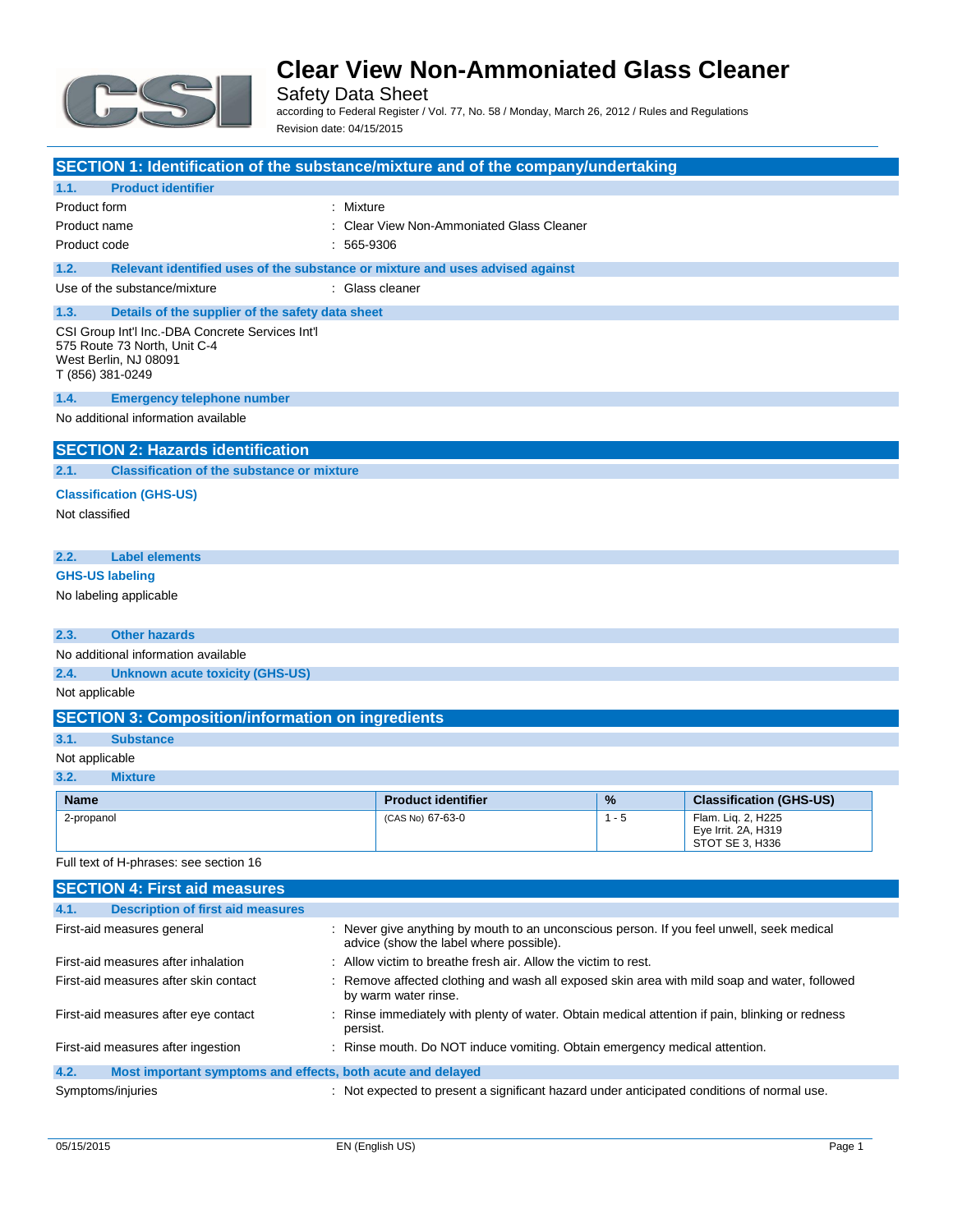# Clear View Non-Ammoniated Glass Cleaner

Safety Data Sheet

according to Federal Register / Vol. 77, No. 58 / Monday, March 26, 2012 / Rules and Regulations

Revision date: 04/15/2015

## SECTION 1: Identification of the substance/mixture and of the company/undertaking

### 1.1. Product identifier

| | |
|---|---|
| Product form | : Mixture |
| Product name | : Clear View Non-Ammoniated Glass Cleaner |
| Product code | : 565-9306 |

### 1.2. Relevant identified uses of the substance or mixture and uses advised against

| | |
|---|---|
| Use of the substance/mixture | : Glass cleaner |

### 1.3. Details of the supplier of the safety data sheet

CSI Group Int'l Inc.-DBA Concrete Services Int'l
575 Route 73 North, Unit C-4
West Berlin, NJ 08091
T (856) 381-0249

### 1.4. Emergency telephone number

No additional information available

## SECTION 2: Hazards identification

### 2.1. Classification of the substance or mixture

**Classification (GHS-US)**

Not classified

### 2.2. Label elements

**GHS-US labeling**

No labeling applicable

### 2.3. Other hazards

No additional information available

### 2.4. Unknown acute toxicity (GHS-US)

Not applicable

## SECTION 3: Composition/information on ingredients

### 3.1. Substance

Not applicable

### 3.2. Mixture

| Name | Product identifier | % | Classification (GHS-US) |
|---|---|---|---|
| 2-propanol | (CAS No) 67-63-0 | 1 - 5 | Flam. Liq. 2, H225<br>Eye Irrit. 2A, H319<br>STOT SE 3, H336 |

Full text of H-phrases: see section 16

## SECTION 4: First aid measures

### 4.1. Description of first aid measures

| | |
|---|---|
| First-aid measures general | : Never give anything by mouth to an unconscious person. If you feel unwell, seek medical advice (show the label where possible). |
| First-aid measures after inhalation | : Allow victim to breathe fresh air. Allow the victim to rest. |
| First-aid measures after skin contact | : Remove affected clothing and wash all exposed skin area with mild soap and water, followed by warm water rinse. |
| First-aid measures after eye contact | : Rinse immediately with plenty of water. Obtain medical attention if pain, blinking or redness persist. |
| First-aid measures after ingestion | : Rinse mouth. Do NOT induce vomiting. Obtain emergency medical attention. |

### 4.2. Most important symptoms and effects, both acute and delayed

| | |
|---|---|
| Symptoms/injuries | : Not expected to present a significant hazard under anticipated conditions of normal use. |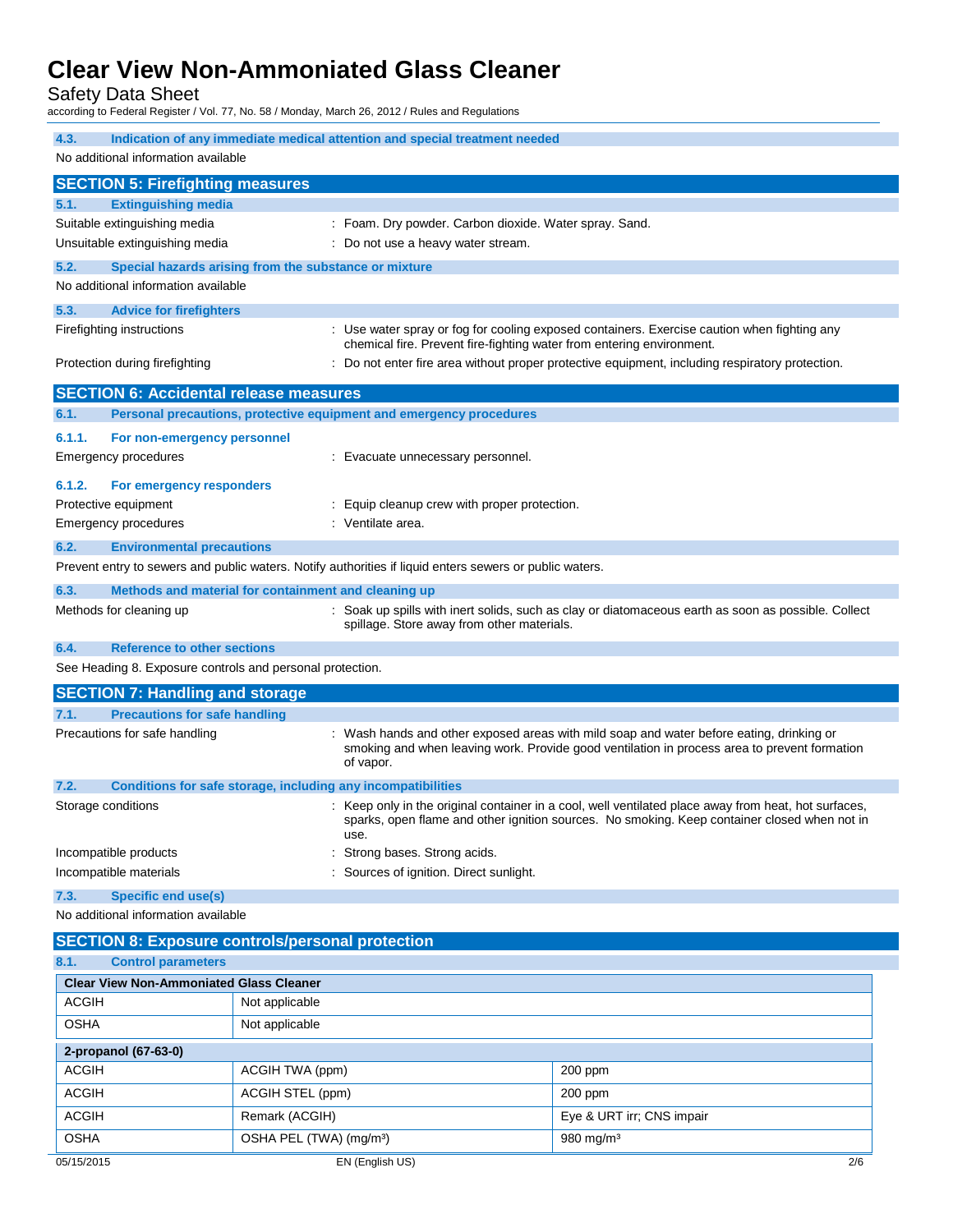### 4.3. Indication of any immediate medical attention and special treatment needed

No additional information available

## SECTION 5: Firefighting measures

### 5.1. Extinguishing media

Suitable extinguishing media : Foam. Dry powder. Carbon dioxide. Water spray. Sand.

Unsuitable extinguishing media : Do not use a heavy water stream.

### 5.2. Special hazards arising from the substance or mixture

No additional information available

### 5.3. Advice for firefighters

Firefighting instructions : Use water spray or fog for cooling exposed containers. Exercise caution when fighting any chemical fire. Prevent fire-fighting water from entering environment.

Protection during firefighting : Do not enter fire area without proper protective equipment, including respiratory protection.

## SECTION 6: Accidental release measures

### 6.1. Personal precautions, protective equipment and emergency procedures

#### 6.1.1. For non-emergency personnel

Emergency procedures : Evacuate unnecessary personnel.

#### 6.1.2. For emergency responders

Protective equipment : Equip cleanup crew with proper protection.

Emergency procedures : Ventilate area.

### 6.2. Environmental precautions

Prevent entry to sewers and public waters. Notify authorities if liquid enters sewers or public waters.

### 6.3. Methods and material for containment and cleaning up

Methods for cleaning up : Soak up spills with inert solids, such as clay or diatomaceous earth as soon as possible. Collect spillage. Store away from other materials.

### 6.4. Reference to other sections

See Heading 8. Exposure controls and personal protection.

## SECTION 7: Handling and storage

### 7.1. Precautions for safe handling

Precautions for safe handling : Wash hands and other exposed areas with mild soap and water before eating, drinking or smoking and when leaving work. Provide good ventilation in process area to prevent formation of vapor.

### 7.2. Conditions for safe storage, including any incompatibilities

Storage conditions : Keep only in the original container in a cool, well ventilated place away from heat, hot surfaces, sparks, open flame and other ignition sources. No smoking. Keep container closed when not in use.

Incompatible products : Strong bases. Strong acids.

Incompatible materials : Sources of ignition. Direct sunlight.

### 7.3. Specific end use(s)

No additional information available

## SECTION 8: Exposure controls/personal protection

### 8.1. Control parameters

| Clear View Non-Ammoniated Glass Cleaner | | |
|---|---|---|
| ACGIH | Not applicable | |
| OSHA | Not applicable | |

| 2-propanol (67-63-0) | | |
|---|---|---|
| ACGIH | ACGIH TWA (ppm) | 200 ppm |
| ACGIH | ACGIH STEL (ppm) | 200 ppm |
| ACGIH | Remark (ACGIH) | Eye & URT irr; CNS impair |
| OSHA | OSHA PEL (TWA) (mg/m³) | 980 mg/m³ |

05/15/2015 EN (English US)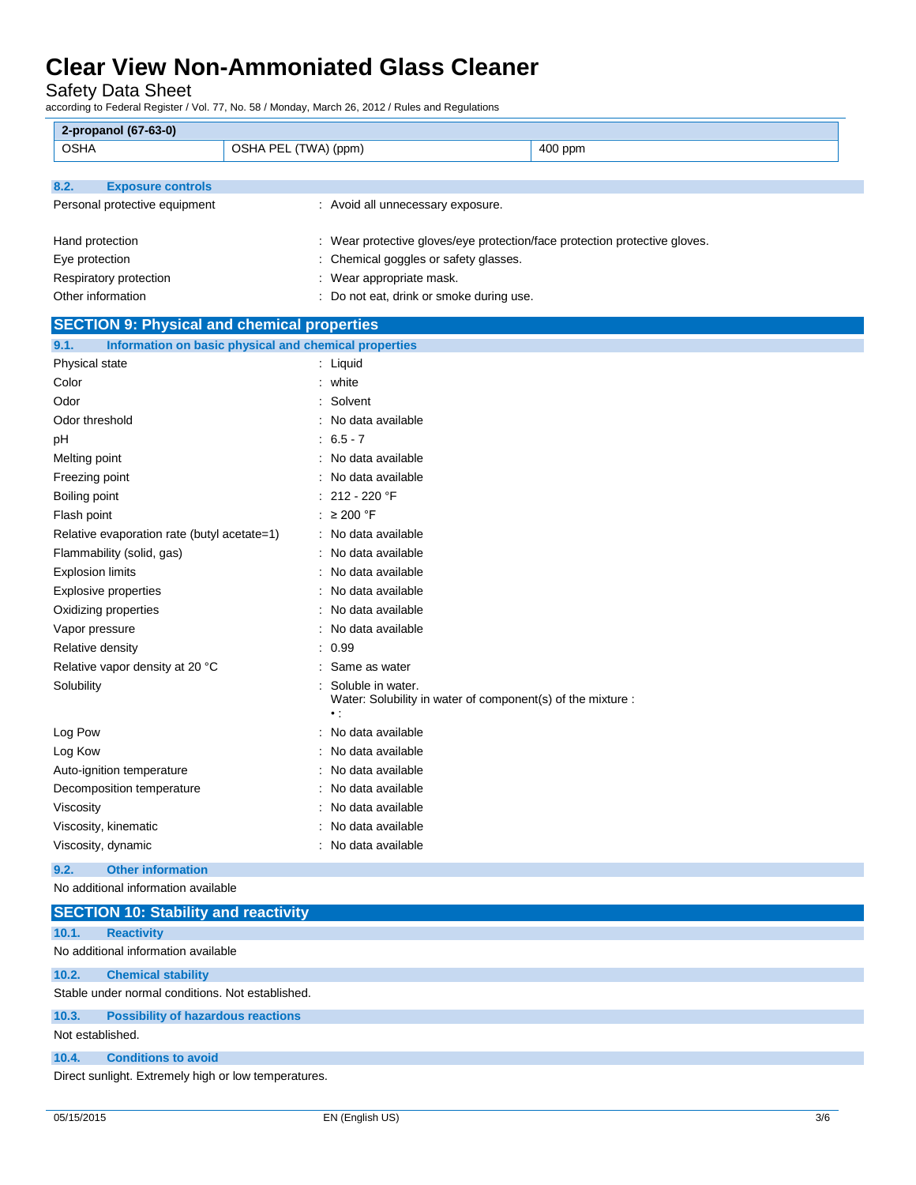| 2-propanol (67-63-0) | | |
|---|---|---|
| OSHA | OSHA PEL (TWA) (ppm) | 400 ppm |

### 8.2. Exposure controls

Personal protective equipment : Avoid all unnecessary exposure.

Hand protection : Wear protective gloves/eye protection/face protection protective gloves.

Eye protection : Chemical goggles or safety glasses.

Respiratory protection : Wear appropriate mask.

Other information : Do not eat, drink or smoke during use.

## SECTION 9: Physical and chemical properties

### 9.1. Information on basic physical and chemical properties

Physical state : Liquid

Color : white

Odor : Solvent

Odor threshold : No data available

pH : 6.5 - 7

Melting point : No data available

Freezing point : No data available

Boiling point : 212 - 220 °F

Flash point : ≥ 200 °F

Relative evaporation rate (butyl acetate=1) : No data available

Flammability (solid, gas) : No data available

Explosion limits : No data available

Explosive properties : No data available

Oxidizing properties : No data available

Vapor pressure : No data available

Relative density : 0.99

Relative vapor density at 20 °C : Same as water

Solubility : Soluble in water.
Water: Solubility in water of component(s) of the mixture :
• :

Log Pow : No data available

Log Kow : No data available

Auto-ignition temperature : No data available

Decomposition temperature : No data available

Viscosity : No data available

Viscosity, kinematic : No data available

Viscosity, dynamic : No data available

### 9.2. Other information

No additional information available

## SECTION 10: Stability and reactivity

### 10.1. Reactivity

No additional information available

### 10.2. Chemical stability

Stable under normal conditions. Not established.

### 10.3. Possibility of hazardous reactions

Not established.

### 10.4. Conditions to avoid

Direct sunlight. Extremely high or low temperatures.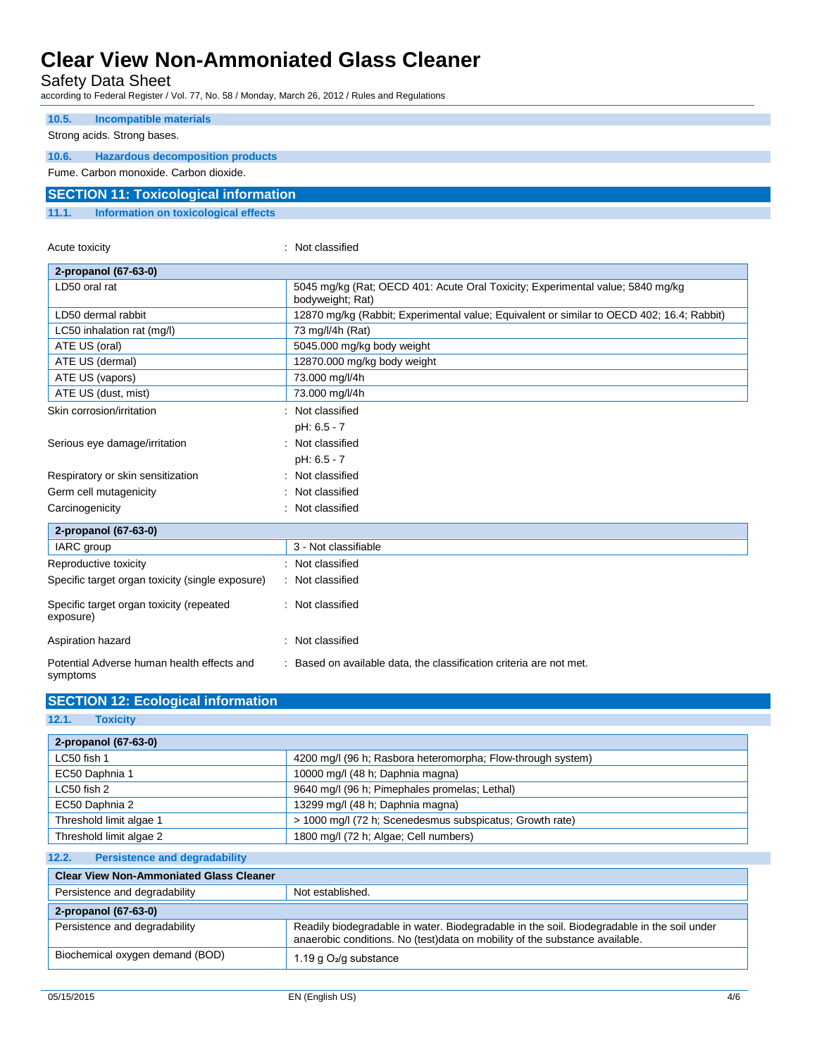### 10.5. Incompatible materials

Strong acids. Strong bases.

### 10.6. Hazardous decomposition products

Fume. Carbon monoxide. Carbon dioxide.

## SECTION 11: Toxicological information

### 11.1. Information on toxicological effects

Acute toxicity : Not classified

| 2-propanol (67-63-0) | |
|---|---|
| LD50 oral rat | 5045 mg/kg (Rat; OECD 401: Acute Oral Toxicity; Experimental value; 5840 mg/kg bodyweight; Rat) |
| LD50 dermal rabbit | 12870 mg/kg (Rabbit; Experimental value; Equivalent or similar to OECD 402; 16.4; Rabbit) |
| LC50 inhalation rat (mg/l) | 73 mg/l/4h (Rat) |
| ATE US (oral) | 5045.000 mg/kg body weight |
| ATE US (dermal) | 12870.000 mg/kg body weight |
| ATE US (vapors) | 73.000 mg/l/4h |
| ATE US (dust, mist) | 73.000 mg/l/4h |

Skin corrosion/irritation : Not classified

pH: 6.5 - 7

Serious eye damage/irritation : Not classified

pH: 6.5 - 7

Respiratory or skin sensitization : Not classified

Germ cell mutagenicity : Not classified

Carcinogenicity : Not classified

| 2-propanol (67-63-0) | |
|---|---|
| IARC group | 3 - Not classifiable |

Reproductive toxicity : Not classified

Specific target organ toxicity (single exposure) : Not classified

Specific target organ toxicity (repeated exposure) : Not classified

Aspiration hazard : Not classified

Potential Adverse human health effects and symptoms : Based on available data, the classification criteria are not met.

## SECTION 12: Ecological information

### 12.1. Toxicity

| 2-propanol (67-63-0) | |
|---|---|
| LC50 fish 1 | 4200 mg/l (96 h; Rasbora heteromorpha; Flow-through system) |
| EC50 Daphnia 1 | 10000 mg/l (48 h; Daphnia magna) |
| LC50 fish 2 | 9640 mg/l (96 h; Pimephales promelas; Lethal) |
| EC50 Daphnia 2 | 13299 mg/l (48 h; Daphnia magna) |
| Threshold limit algae 1 | > 1000 mg/l (72 h; Scenedesmus subspicatus; Growth rate) |
| Threshold limit algae 2 | 1800 mg/l (72 h; Algae; Cell numbers) |

### 12.2. Persistence and degradability

| Clear View Non-Ammoniated Glass Cleaner | |
|---|---|
| Persistence and degradability | Not established. |
| **2-propanol (67-63-0)** | |
| Persistence and degradability | Readily biodegradable in water. Biodegradable in the soil. Biodegradable in the soil under anaerobic conditions. No (test)data on mobility of the substance available. |
| Biochemical oxygen demand (BOD) | 1.19 g $O_2$/g substance |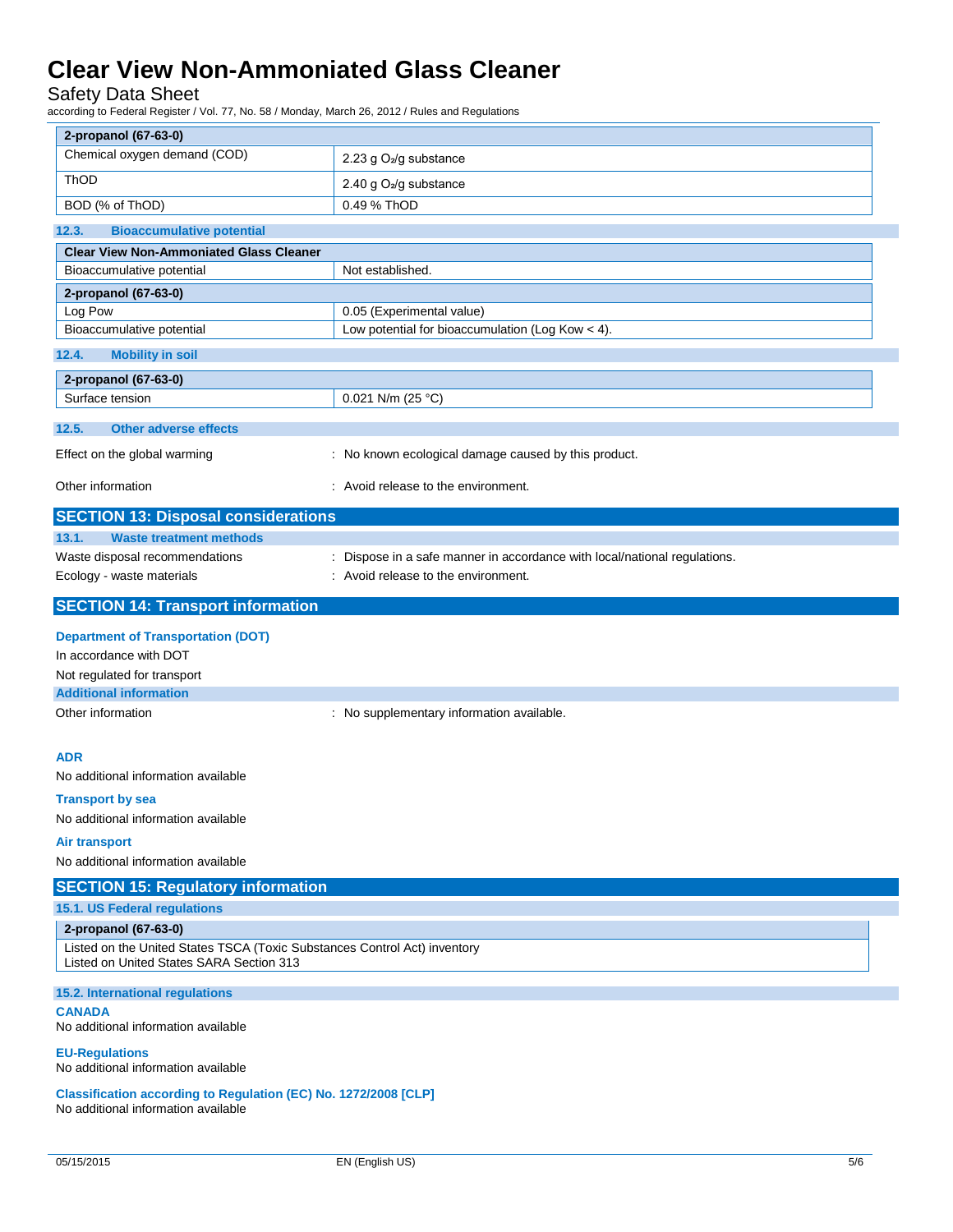| 2-propanol (67-63-0) | |
|---|---|
| Chemical oxygen demand (COD) | 2.23 g $O_2$/g substance |
| ThOD | 2.40 g $O_2$/g substance |
| BOD (% of ThOD) | 0.49 % ThOD |

### 12.3. Bioaccumulative potential

| Clear View Non-Ammoniated Glass Cleaner | |
|---|---|
| Bioaccumulative potential | Not established. |
| **2-propanol (67-63-0)** | |
| Log Pow | 0.05 (Experimental value) |
| Bioaccumulative potential | Low potential for bioaccumulation (Log Kow < 4). |

### 12.4. Mobility in soil

| 2-propanol (67-63-0) | |
|---|---|
| Surface tension | 0.021 N/m (25 °C) |

### 12.5. Other adverse effects

Effect on the global warming : No known ecological damage caused by this product.

Other information : Avoid release to the environment.

## SECTION 13: Disposal considerations

### 13.1. Waste treatment methods

Waste disposal recommendations : Dispose in a safe manner in accordance with local/national regulations.

Ecology - waste materials : Avoid release to the environment.

## SECTION 14: Transport information

**Department of Transportation (DOT)**

In accordance with DOT

Not regulated for transport

**Additional information**

Other information : No supplementary information available.

**ADR**

No additional information available

**Transport by sea**

No additional information available

**Air transport**

No additional information available

## SECTION 15: Regulatory information

### 15.1. US Federal regulations

| 2-propanol (67-63-0) |
|---|
| Listed on the United States TSCA (Toxic Substances Control Act) inventory<br>Listed on United States SARA Section 313 |

### 15.2. International regulations

**CANADA**

No additional information available

**EU-Regulations**

No additional information available

**Classification according to Regulation (EC) No. 1272/2008 [CLP]**

No additional information available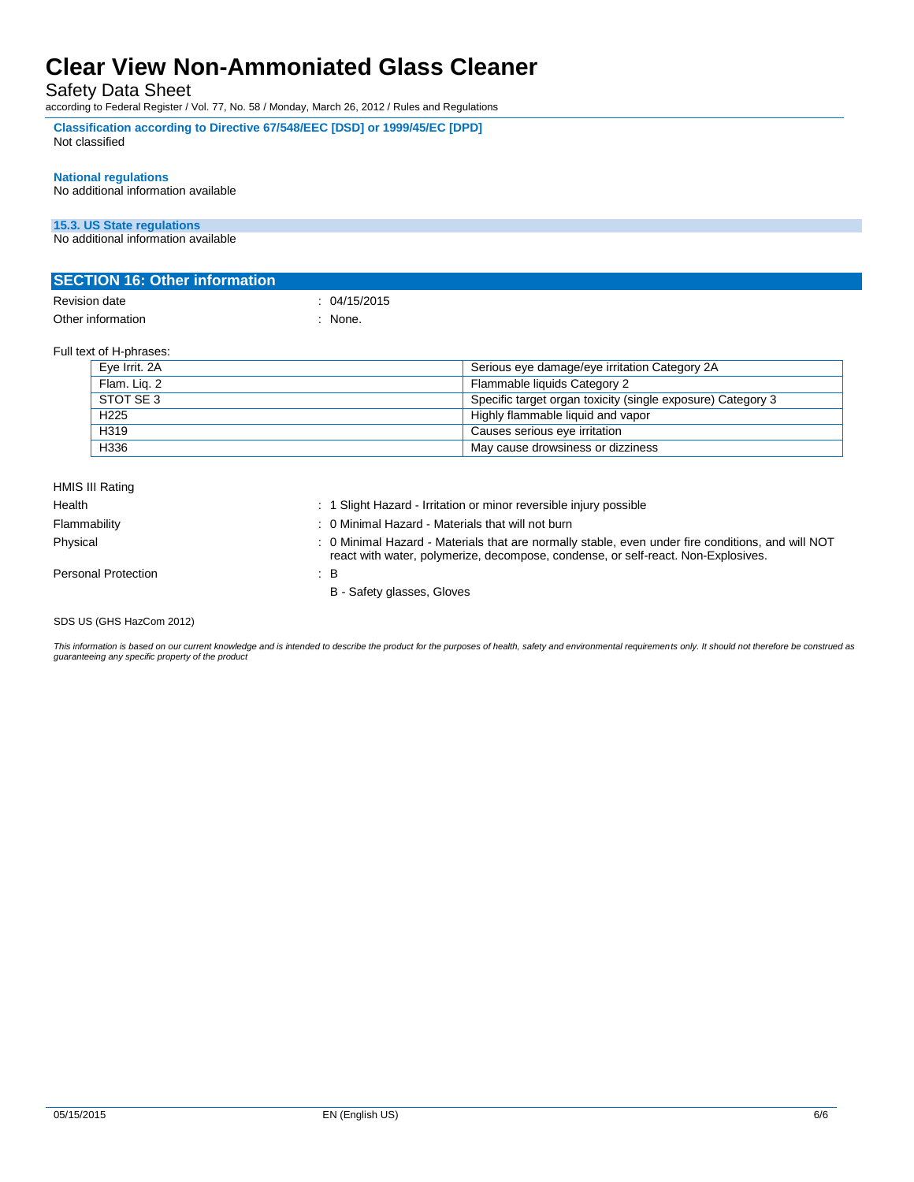**Classification according to Directive 67/548/EEC [DSD] or 1999/45/EC [DPD]**

Not classified

**National regulations**

No additional information available

### 15.3. US State regulations

No additional information available

## SECTION 16: Other information

Revision date : 04/15/2015

Other information : None.

Full text of H-phrases:

| | |
|---|---|
| Eye Irrit. 2A | Serious eye damage/eye irritation Category 2A |
| Flam. Liq. 2 | Flammable liquids Category 2 |
| STOT SE 3 | Specific target organ toxicity (single exposure) Category 3 |
| H225 | Highly flammable liquid and vapor |
| H319 | Causes serious eye irritation |
| H336 | May cause drowsiness or dizziness |

HMIS III Rating

Health : 1 Slight Hazard - Irritation or minor reversible injury possible

Flammability : 0 Minimal Hazard - Materials that will not burn

Physical : 0 Minimal Hazard - Materials that are normally stable, even under fire conditions, and will NOT react with water, polymerize, decompose, condense, or self-react. Non-Explosives.

Personal Protection : B

B - Safety glasses, Gloves

SDS US (GHS HazCom 2012)

*This information is based on our current knowledge and is intended to describe the product for the purposes of health, safety and environmental requirements only. It should not therefore be construed as guaranteeing any specific property of the product*